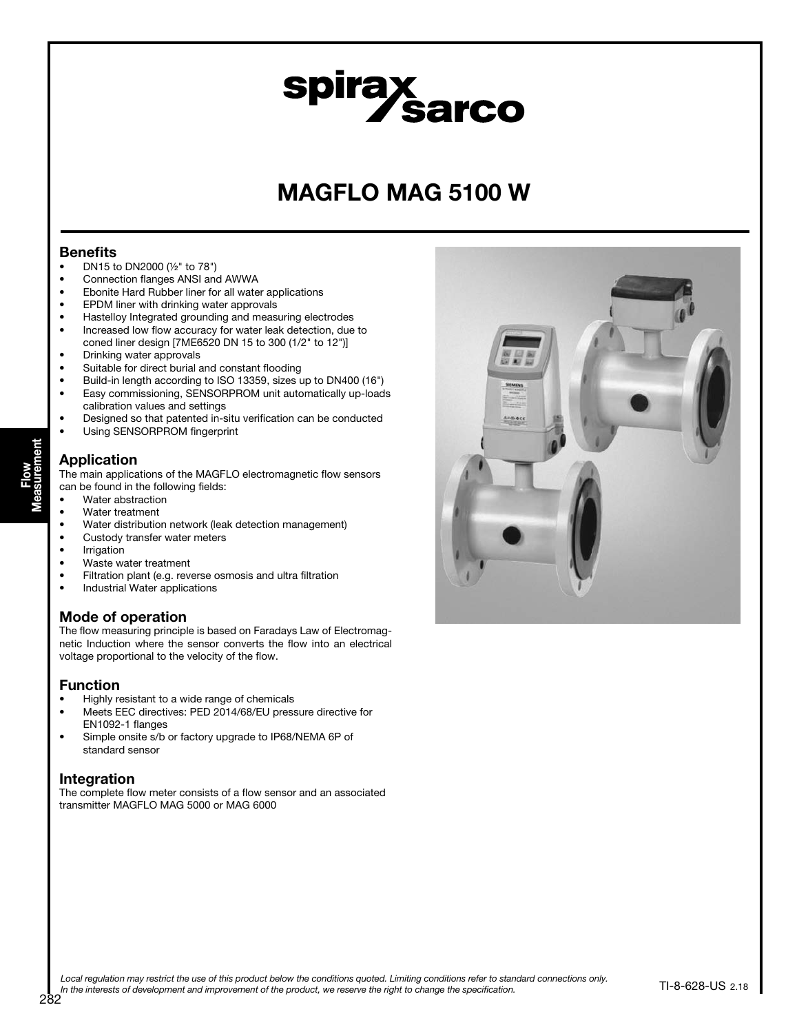spirax sarco

# MAGFLO MAG 5100 W

## Benefits

- DN15 to DN2000 (½" to 78")
- Connection flanges ANSI and AWWA
- Ebonite Hard Rubber liner for all water applications
- EPDM liner with drinking water approvals
- Hastelloy Integrated grounding and measuring electrodes
- Increased low flow accuracy for water leak detection, due to coned liner design [7ME6520 DN 15 to 300 (1/2" to 12")]
- Drinking water approvals
- Suitable for direct burial and constant flooding
- Build-in length according to ISO 13359, sizes up to DN400 (16")
- Easy commissioning, SENSORPROM unit automatically up-loads calibration values and settings
- Designed so that patented in-situ verification can be conducted
- Using SENSORPROM fingerprint

## Application

The main applications of the MAGFLO electromagnetic flow sensors can be found in the following fields:

- Water abstraction
- Water treatment
- Water distribution network (leak detection management)
- Custody transfer water meters
- Irrigation
- Waste water treatment
- Filtration plant (e.g. reverse osmosis and ultra filtration
- Industrial Water applications

## Mode of operation

The flow measuring principle is based on Faradays Law of Electromagnetic Induction where the sensor converts the flow into an electrical voltage proportional to the velocity of the flow.

## Function

- Highly resistant to a wide range of chemicals
- Meets EEC directives: PED 2014/68/EU pressure directive for EN1092-1 flanges
- Simple onsite s/b or factory upgrade to IP68/NEMA 6P of standard sensor

## Integration

The complete flow meter consists of a flow sensor and an associated transmitter MAGFLO MAG 5000 or MAG 6000

*Local regulation may restrict the use of this product below the conditions quoted. Limiting conditions refer to standard connections only. In the interests of development and improvement of the product, we reserve the right to change the specification.*

TI-8-628-US 2.18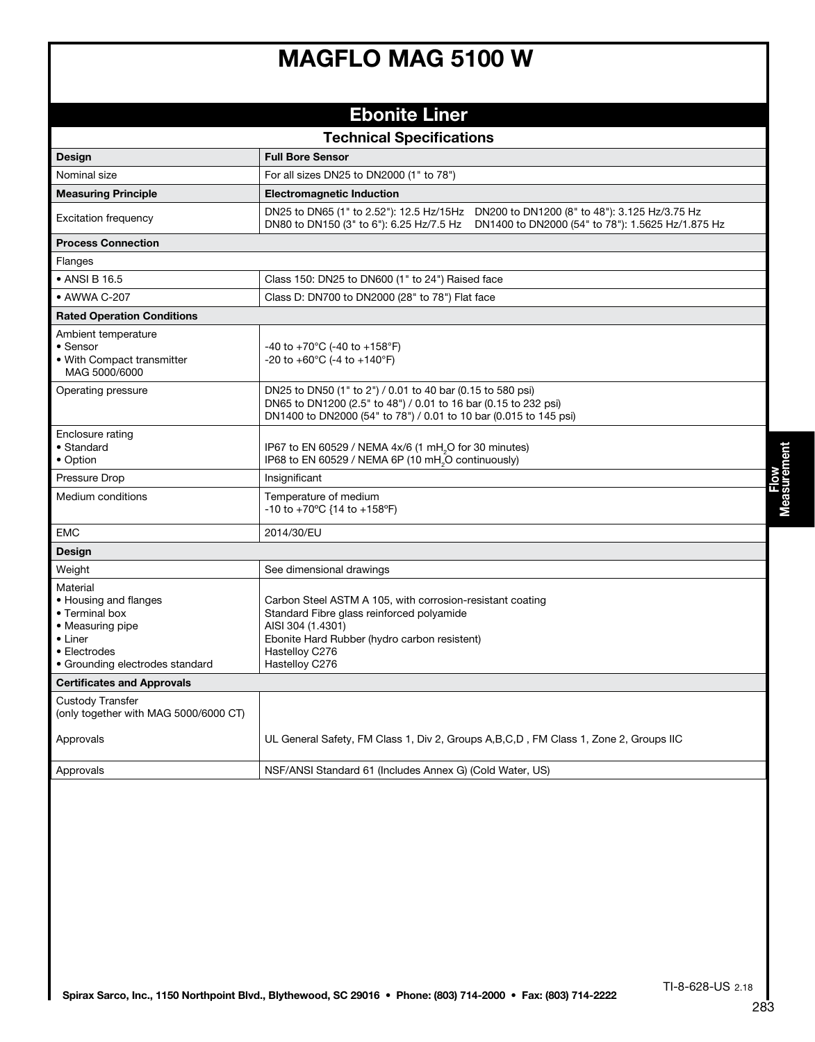# MAGFLO MAG 5100 W

## Ebonite Liner

### Technical Specifications

| | |
|---|---|
| **Design** | **Full Bore Sensor** |
| Nominal size | For all sizes DN25 to DN2000 (1" to 78") |
| **Measuring Principle** | **Electromagnetic Induction** |
| Excitation frequency | DN25 to DN65 (1" to 2.52"): 12.5 Hz/15Hz   DN200 to DN1200 (8" to 48"): 3.125 Hz/3.75 Hz<br>DN80 to DN150 (3" to 6"): 6.25 Hz/7.5 Hz   DN1400 to DN2000 (54" to 78"): 1.5625 Hz/1.875 Hz |
| **Process Connection** | |
| Flanges | |
| • ANSI B 16.5 | Class 150: DN25 to DN600 (1" to 24") Raised face |
| • AWWA C-207 | Class D: DN700 to DN2000 (28" to 78") Flat face |
| **Rated Operation Conditions** | |
| Ambient temperature<br>• Sensor<br>• With Compact transmitter MAG 5000/6000 | <br>-40 to +70°C (-40 to +158°F)<br>-20 to +60°C (-4 to +140°F) |
| Operating pressure | DN25 to DN50 (1" to 2") / 0.01 to 40 bar (0.15 to 580 psi)<br>DN65 to DN1200 (2.5" to 48") / 0.01 to 16 bar (0.15 to 232 psi)<br>DN1400 to DN2000 (54" to 78") / 0.01 to 10 bar (0.015 to 145 psi) |
| Enclosure rating<br>• Standard<br>• Option | <br>IP67 to EN 60529 / NEMA 4x/6 (1 $mH_2O$ for 30 minutes)<br>IP68 to EN 60529 / NEMA 6P (10 $mH_2O$ continuously) |
| Pressure Drop | Insignificant |
| Medium conditions | Temperature of medium<br>-10 to +70ºC (14 to +158ºF) |
| EMC | 2014/30/EU |
| **Design** | |
| Weight | See dimensional drawings |
| Material<br>• Housing and flanges<br>• Terminal box<br>• Measuring pipe<br>• Liner<br>• Electrodes<br>• Grounding electrodes standard | <br>Carbon Steel ASTM A 105, with corrosion-resistant coating<br>Standard Fibre glass reinforced polyamide<br>AISI 304 (1.4301)<br>Ebonite Hard Rubber (hydro carbon resistent)<br>Hastelloy C276<br>Hastelloy C276 |
| **Certificates and Approvals** | |
| Custody Transfer<br>(only together with MAG 5000/6000 CT)<br><br>Approvals | <br><br><br>UL General Safety, FM Class 1, Div 2, Groups A,B,C,D , FM Class 1, Zone 2, Groups IIC |
| Approvals | NSF/ANSI Standard 61 (Includes Annex G) (Cold Water, US) |

Flow Measurement

Spirax Sarco, Inc., 1150 Northpoint Blvd., Blythewood, SC 29016 • Phone: (803) 714-2000 • Fax: (803) 714-2222

TI-8-628-US 2.18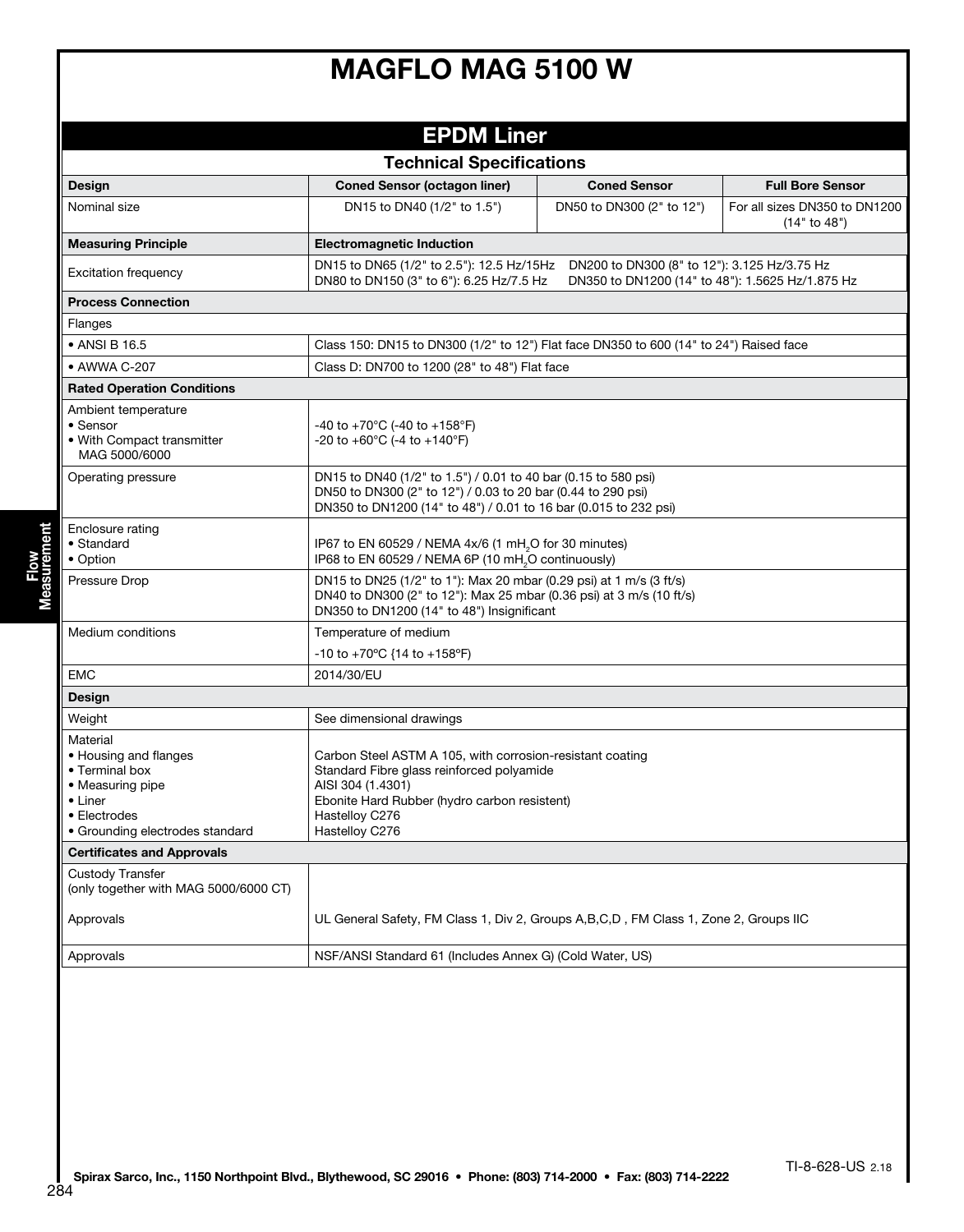# MAGFLO MAG 5100 W

## EPDM Liner

### Technical Specifications

| Design | Coned Sensor (octagon liner) | Coned Sensor | Full Bore Sensor |
|---|---|---|---|
| Nominal size | DN15 to DN40 (1/2" to 1.5") | DN50 to DN300 (2" to 12") | For all sizes DN350 to DN1200 (14" to 48") |
| **Measuring Principle** | **Electromagnetic Induction** | | |
| Excitation frequency | DN15 to DN65 (1/2" to 2.5"): 12.5 Hz/15Hz DN200 to DN300 (8" to 12"): 3.125 Hz/3.75 Hz<br>DN80 to DN150 (3" to 6"): 6.25 Hz/7.5 Hz DN350 to DN1200 (14" to 48"): 1.5625 Hz/1.875 Hz | | |
| **Process Connection** | | | |
| Flanges | | | |
| • ANSI B 16.5 | Class 150: DN15 to DN300 (1/2" to 12") Flat face DN350 to 600 (14" to 24") Raised face | | |
| • AWWA C-207 | Class D: DN700 to 1200 (28" to 48") Flat face | | |
| **Rated Operation Conditions** | | | |
| Ambient temperature<br>• Sensor<br>• With Compact transmitter MAG 5000/6000 | <br>-40 to +70°C (-40 to +158°F)<br>-20 to +60°C (-4 to +140°F) | | |
| Operating pressure | DN15 to DN40 (1/2" to 1.5") / 0.01 to 40 bar (0.15 to 580 psi)<br>DN50 to DN300 (2" to 12") / 0.03 to 20 bar (0.44 to 290 psi)<br>DN350 to DN1200 (14" to 48") / 0.01 to 16 bar (0.015 to 232 psi) | | |
| Enclosure rating<br>• Standard<br>• Option | <br>IP67 to EN 60529 / NEMA 4x/6 (1 $mH_2O$ for 30 minutes)<br>IP68 to EN 60529 / NEMA 6P (10 $mH_2O$ continuously) | | |
| Pressure Drop | DN15 to DN25 (1/2" to 1"): Max 20 mbar (0.29 psi) at 1 m/s (3 ft/s)<br>DN40 to DN300 (2" to 12"): Max 25 mbar (0.36 psi) at 3 m/s (10 ft/s)<br>DN350 to DN1200 (14" to 48") Insignificant | | |
| Medium conditions | Temperature of medium<br>-10 to +70ºC {14 to +158ºF) | | |
| EMC | 2014/30/EU | | |
| **Design** | | | |
| Weight | See dimensional drawings | | |
| Material<br>• Housing and flanges<br>• Terminal box<br>• Measuring pipe<br>• Liner<br>• Electrodes<br>• Grounding electrodes standard | <br>Carbon Steel ASTM A 105, with corrosion-resistant coating<br>Standard Fibre glass reinforced polyamide<br>AISI 304 (1.4301)<br>Ebonite Hard Rubber (hydro carbon resistent)<br>Hastelloy C276<br>Hastelloy C276 | | |
| **Certificates and Approvals** | | | |
| Custody Transfer<br>(only together with MAG 5000/6000 CT)<br><br>Approvals | <br><br><br>UL General Safety, FM Class 1, Div 2, Groups A,B,C,D , FM Class 1, Zone 2, Groups IIC | | |
| Approvals | NSF/ANSI Standard 61 (Includes Annex G) (Cold Water, US) | | |

TI-8-628-US 2.18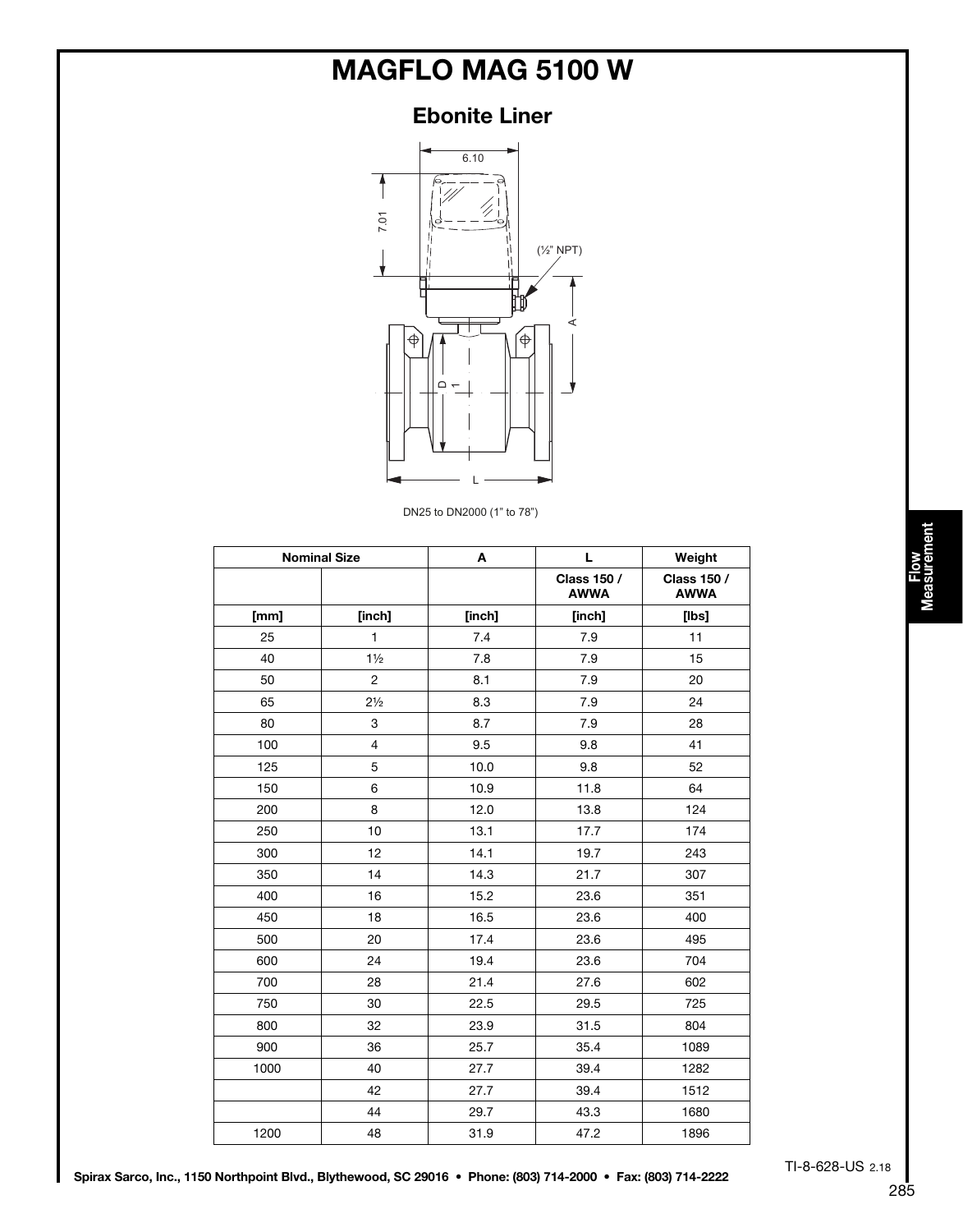# MAGFLO MAG 5100 W

## Ebonite Liner

6.10

7.01

(½" NPT)

A

D 1

L

DN25 to DN2000 (1" to 78")

| Nominal Size | | A | L | Weight |
|---|---|---|---|---|
| | | | Class 150 / AWWA | Class 150 / AWWA |
| [mm] | [inch] | [inch] | [inch] | [lbs] |
| 25 | 1 | 7.4 | 7.9 | 11 |
| 40 | 1½ | 7.8 | 7.9 | 15 |
| 50 | 2 | 8.1 | 7.9 | 20 |
| 65 | 2½ | 8.3 | 7.9 | 24 |
| 80 | 3 | 8.7 | 7.9 | 28 |
| 100 | 4 | 9.5 | 9.8 | 41 |
| 125 | 5 | 10.0 | 9.8 | 52 |
| 150 | 6 | 10.9 | 11.8 | 64 |
| 200 | 8 | 12.0 | 13.8 | 124 |
| 250 | 10 | 13.1 | 17.7 | 174 |
| 300 | 12 | 14.1 | 19.7 | 243 |
| 350 | 14 | 14.3 | 21.7 | 307 |
| 400 | 16 | 15.2 | 23.6 | 351 |
| 450 | 18 | 16.5 | 23.6 | 400 |
| 500 | 20 | 17.4 | 23.6 | 495 |
| 600 | 24 | 19.4 | 23.6 | 704 |
| 700 | 28 | 21.4 | 27.6 | 602 |
| 750 | 30 | 22.5 | 29.5 | 725 |
| 800 | 32 | 23.9 | 31.5 | 804 |
| 900 | 36 | 25.7 | 35.4 | 1089 |
| 1000 | 40 | 27.7 | 39.4 | 1282 |
| | 42 | 27.7 | 39.4 | 1512 |
| | 44 | 29.7 | 43.3 | 1680 |
| 1200 | 48 | 31.9 | 47.2 | 1896 |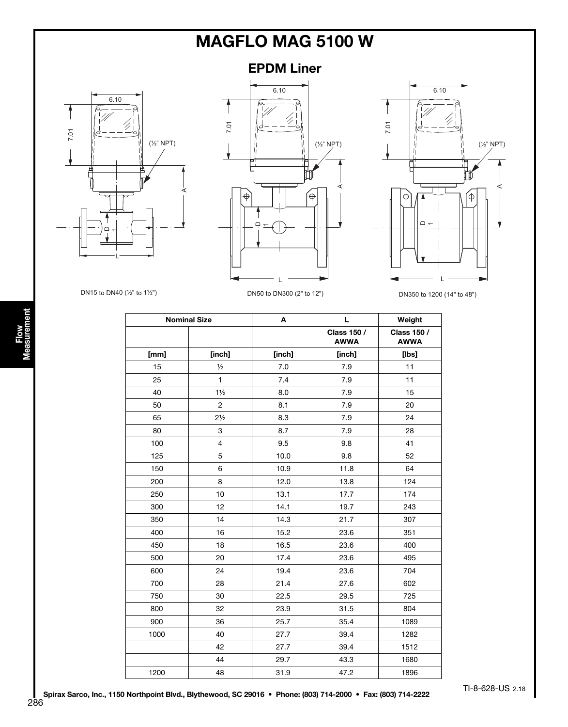# MAGFLO MAG 5100 W

## EPDM Liner

6.10

7.01

(½" NPT)

A

D1

L

DN15 to DN40 (½" to 1½")

DN50 to DN300 (2" to 12")

DN350 to 1200 (14" to 48")

| Nominal Size | | A | L | Weight |
|---|---|---|---|---|
| | | | Class 150 / AWWA | Class 150 / AWWA |
| [mm] | [inch] | [inch] | [inch] | [lbs] |
| 15 | ½ | 7.0 | 7.9 | 11 |
| 25 | 1 | 7.4 | 7.9 | 11 |
| 40 | 1½ | 8.0 | 7.9 | 15 |
| 50 | 2 | 8.1 | 7.9 | 20 |
| 65 | 2½ | 8.3 | 7.9 | 24 |
| 80 | 3 | 8.7 | 7.9 | 28 |
| 100 | 4 | 9.5 | 9.8 | 41 |
| 125 | 5 | 10.0 | 9.8 | 52 |
| 150 | 6 | 10.9 | 11.8 | 64 |
| 200 | 8 | 12.0 | 13.8 | 124 |
| 250 | 10 | 13.1 | 17.7 | 174 |
| 300 | 12 | 14.1 | 19.7 | 243 |
| 350 | 14 | 14.3 | 21.7 | 307 |
| 400 | 16 | 15.2 | 23.6 | 351 |
| 450 | 18 | 16.5 | 23.6 | 400 |
| 500 | 20 | 17.4 | 23.6 | 495 |
| 600 | 24 | 19.4 | 23.6 | 704 |
| 700 | 28 | 21.4 | 27.6 | 602 |
| 750 | 30 | 22.5 | 29.5 | 725 |
| 800 | 32 | 23.9 | 31.5 | 804 |
| 900 | 36 | 25.7 | 35.4 | 1089 |
| 1000 | 40 | 27.7 | 39.4 | 1282 |
| | 42 | 27.7 | 39.4 | 1512 |
| | 44 | 29.7 | 43.3 | 1680 |
| 1200 | 48 | 31.9 | 47.2 | 1896 |

TI-8-628-US 2.18

Spirax Sarco, Inc., 1150 Northpoint Blvd., Blythewood, SC 29016 • Phone: (803) 714-2000 • Fax: (803) 714-2222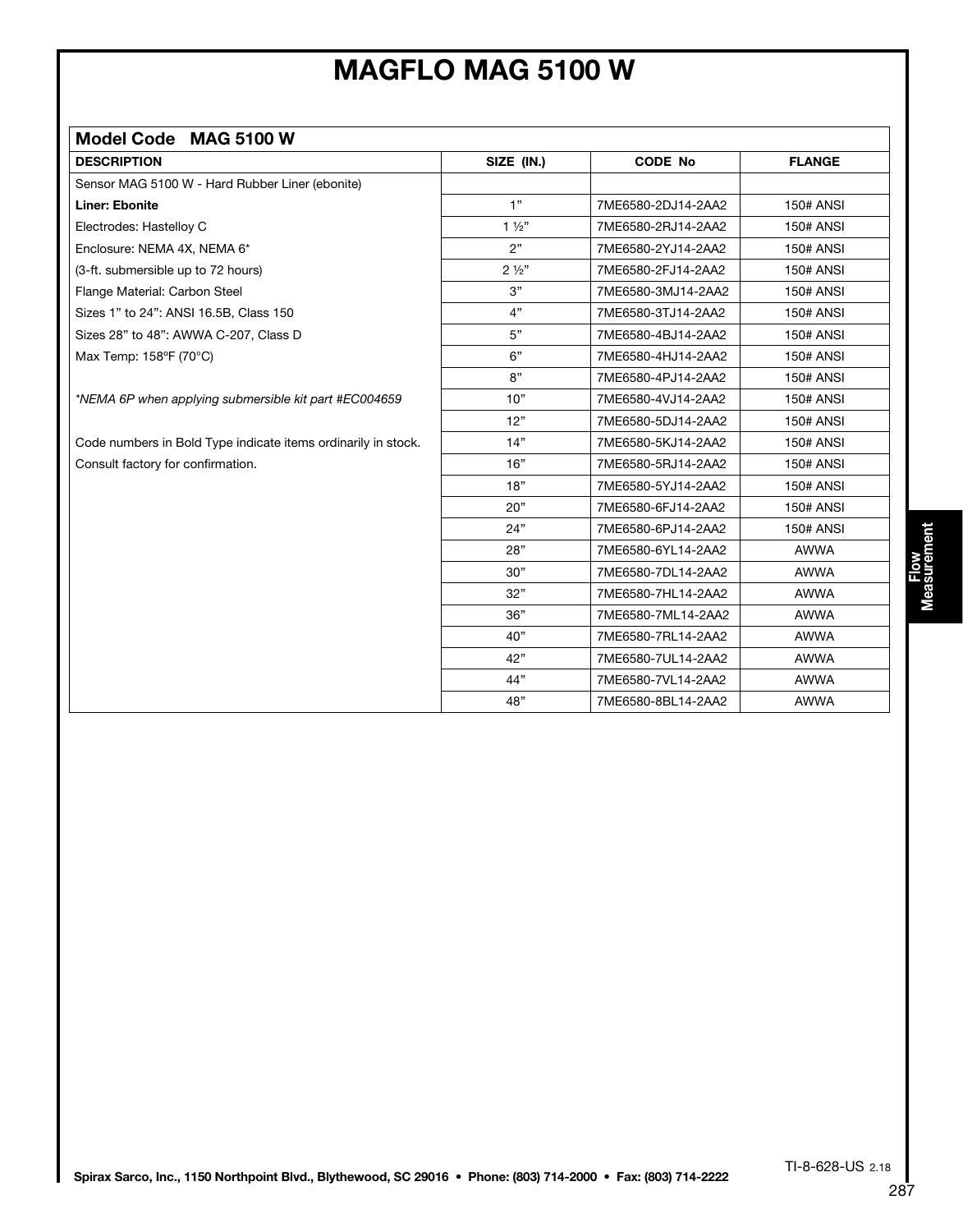# MAGFLO MAG 5100 W

| Model Code MAG 5100 W | | | |
|---|---|---|---|
| **DESCRIPTION** | **SIZE (IN.)** | **CODE No** | **FLANGE** |
| Sensor MAG 5100 W - Hard Rubber Liner (ebonite) | | | |
| **Liner: Ebonite** | 1" | 7ME6580-2DJ14-2AA2 | 150# ANSI |
| Electrodes: Hastelloy C | 1 ½" | 7ME6580-2RJ14-2AA2 | 150# ANSI |
| Enclosure: NEMA 4X, NEMA 6* | 2" | 7ME6580-2YJ14-2AA2 | 150# ANSI |
| (3-ft. submersible up to 72 hours) | 2 ½" | 7ME6580-2FJ14-2AA2 | 150# ANSI |
| Flange Material: Carbon Steel | 3" | 7ME6580-3MJ14-2AA2 | 150# ANSI |
| Sizes 1" to 24": ANSI 16.5B, Class 150 | 4" | 7ME6580-3TJ14-2AA2 | 150# ANSI |
| Sizes 28" to 48": AWWA C-207, Class D | 5" | 7ME6580-4BJ14-2AA2 | 150# ANSI |
| Max Temp: 158°F (70°C) | 6" | 7ME6580-4HJ14-2AA2 | 150# ANSI |
| | 8" | 7ME6580-4PJ14-2AA2 | 150# ANSI |
| *\*NEMA 6P when applying submersible kit part #EC004659* | 10" | 7ME6580-4VJ14-2AA2 | 150# ANSI |
| | 12" | 7ME6580-5DJ14-2AA2 | 150# ANSI |
| Code numbers in Bold Type indicate items ordinarily in stock. | 14" | 7ME6580-5KJ14-2AA2 | 150# ANSI |
| Consult factory for confirmation. | 16" | 7ME6580-5RJ14-2AA2 | 150# ANSI |
| | 18" | 7ME6580-5YJ14-2AA2 | 150# ANSI |
| | 20" | 7ME6580-6FJ14-2AA2 | 150# ANSI |
| | 24" | 7ME6580-6PJ14-2AA2 | 150# ANSI |
| | 28" | 7ME6580-6YL14-2AA2 | AWWA |
| | 30" | 7ME6580-7DL14-2AA2 | AWWA |
| | 32" | 7ME6580-7HL14-2AA2 | AWWA |
| | 36" | 7ME6580-7ML14-2AA2 | AWWA |
| | 40" | 7ME6580-7RL14-2AA2 | AWWA |
| | 42" | 7ME6580-7UL14-2AA2 | AWWA |
| | 44" | 7ME6580-7VL14-2AA2 | AWWA |
| | 48" | 7ME6580-8BL14-2AA2 | AWWA |

TI-8-628-US 2.18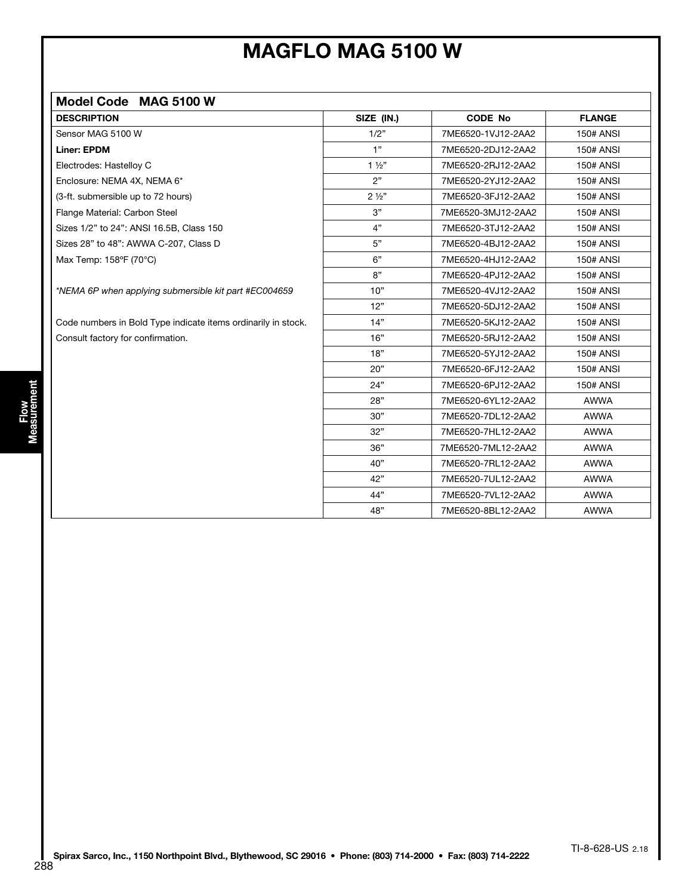# MAGFLO MAG 5100 W

| Model Code MAG 5100 W | | | |
|---|---|---|---|
| **DESCRIPTION** | **SIZE (IN.)** | **CODE No** | **FLANGE** |
| Sensor MAG 5100 W | 1/2" | 7ME6520-1VJ12-2AA2 | 150# ANSI |
| **Liner: EPDM** | 1" | 7ME6520-2DJ12-2AA2 | 150# ANSI |
| Electrodes: Hastelloy C | 1 ½" | 7ME6520-2RJ12-2AA2 | 150# ANSI |
| Enclosure: NEMA 4X, NEMA 6* | 2" | 7ME6520-2YJ12-2AA2 | 150# ANSI |
| (3-ft. submersible up to 72 hours) | 2 ½" | 7ME6520-3FJ12-2AA2 | 150# ANSI |
| Flange Material: Carbon Steel | 3" | 7ME6520-3MJ12-2AA2 | 150# ANSI |
| Sizes 1/2" to 24": ANSI 16.5B, Class 150 | 4" | 7ME6520-3TJ12-2AA2 | 150# ANSI |
| Sizes 28" to 48": AWWA C-207, Class D | 5" | 7ME6520-4BJ12-2AA2 | 150# ANSI |
| Max Temp: 158ºF (70°C) | 6" | 7ME6520-4HJ12-2AA2 | 150# ANSI |
| | 8" | 7ME6520-4PJ12-2AA2 | 150# ANSI |
| *\*NEMA 6P when applying submersible kit part #EC004659* | 10" | 7ME6520-4VJ12-2AA2 | 150# ANSI |
| | 12" | 7ME6520-5DJ12-2AA2 | 150# ANSI |
| Code numbers in Bold Type indicate items ordinarily in stock. | 14" | 7ME6520-5KJ12-2AA2 | 150# ANSI |
| Consult factory for confirmation. | 16" | 7ME6520-5RJ12-2AA2 | 150# ANSI |
| | 18" | 7ME6520-5YJ12-2AA2 | 150# ANSI |
| | 20" | 7ME6520-6FJ12-2AA2 | 150# ANSI |
| | 24" | 7ME6520-6PJ12-2AA2 | 150# ANSI |
| | 28" | 7ME6520-6YL12-2AA2 | AWWA |
| | 30" | 7ME6520-7DL12-2AA2 | AWWA |
| | 32" | 7ME6520-7HL12-2AA2 | AWWA |
| | 36" | 7ME6520-7ML12-2AA2 | AWWA |
| | 40" | 7ME6520-7RL12-2AA2 | AWWA |
| | 42" | 7ME6520-7UL12-2AA2 | AWWA |
| | 44" | 7ME6520-7VL12-2AA2 | AWWA |
| | 48" | 7ME6520-8BL12-2AA2 | AWWA |

TI-8-628-US 2.18